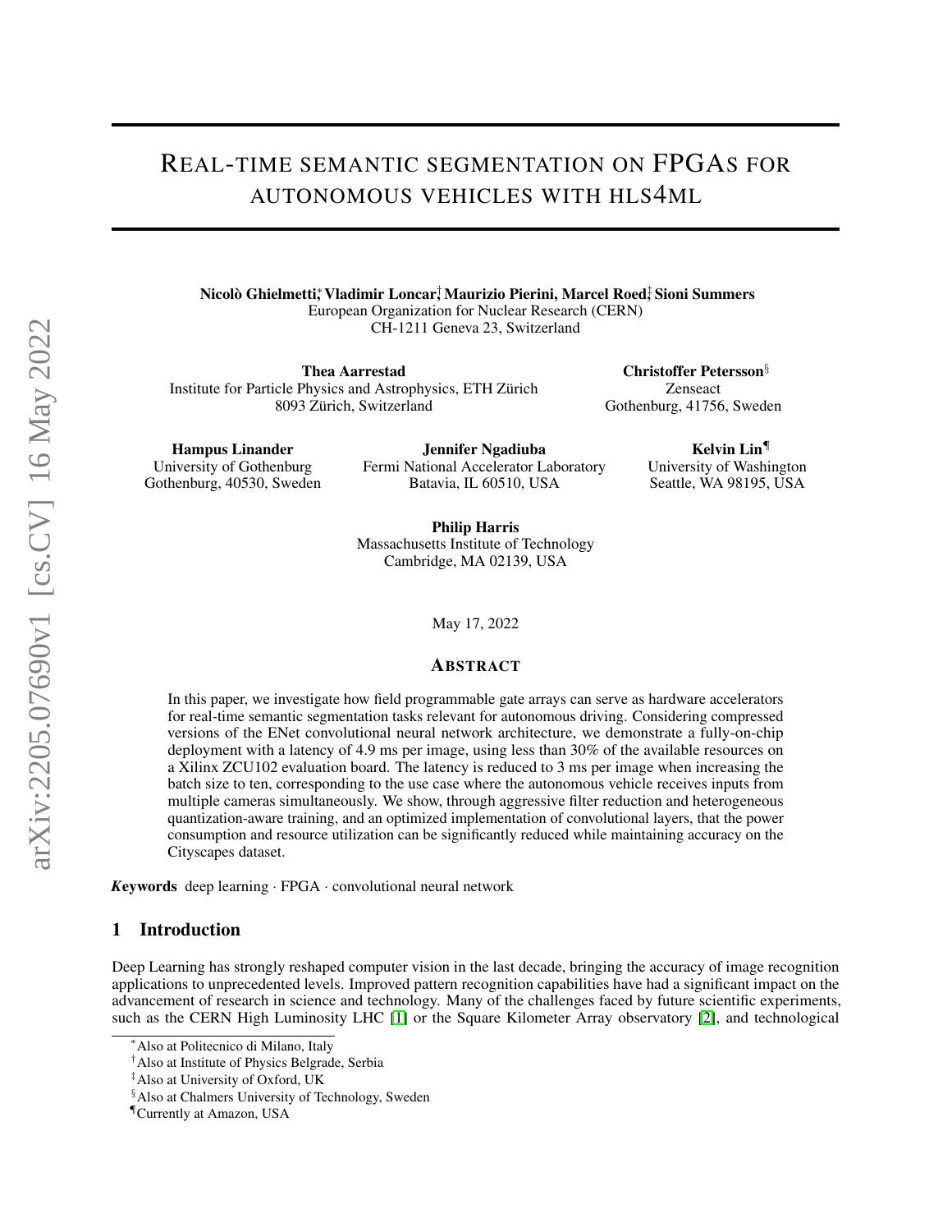# REAL-TIME SEMANTIC SEGMENTATION ON FPGAS FOR AUTONOMOUS VEHICLES WITH HLS4ML

**Nicolò Ghielmetti**[*], **Vladimir Loncar**[†], **Maurizio Pierini**, **Marcel Roed**[‡], **Sioni Summers**
European Organization for Nuclear Research (CERN)
CH-1211 Geneva 23, Switzerland

**Thea Aarrestad**
Institute for Particle Physics and Astrophysics, ETH Zürich
8093 Zürich, Switzerland

**Christoffer Petersson**[§]
Zenseact
Gothenburg, 41756, Sweden

**Hampus Linander**
University of Gothenburg
Gothenburg, 40530, Sweden

**Jennifer Ngadiuba**
Fermi National Accelerator Laboratory
Batavia, IL 60510, USA

**Kelvin Lin**[¶]
University of Washington
Seattle, WA 98195, USA

**Philip Harris**
Massachusetts Institute of Technology
Cambridge, MA 02139, USA

May 17, 2022

## ABSTRACT

In this paper, we investigate how field programmable gate arrays can serve as hardware accelerators for real-time semantic segmentation tasks relevant for autonomous driving. Considering compressed versions of the ENet convolutional neural network architecture, we demonstrate a fully-on-chip deployment with a latency of 4.9 ms per image, using less than 30% of the available resources on a Xilinx ZCU102 evaluation board. The latency is reduced to 3 ms per image when increasing the batch size to ten, corresponding to the use case where the autonomous vehicle receives inputs from multiple cameras simultaneously. We show, through aggressive filter reduction and heterogeneous quantization-aware training, and an optimized implementation of convolutional layers, that the power consumption and resource utilization can be significantly reduced while maintaining accuracy on the Cityscapes dataset.

***K*eywords** deep learning · FPGA · convolutional neural network

## 1 Introduction

Deep Learning has strongly reshaped computer vision in the last decade, bringing the accuracy of image recognition applications to unprecedented levels. Improved pattern recognition capabilities have had a significant impact on the advancement of research in science and technology. Many of the challenges faced by future scientific experiments, such as the CERN High Luminosity LHC [1] or the Square Kilometer Array observatory [2], and technological

---

[*] Also at Politecnico di Milano, Italy
[†] Also at Institute of Physics Belgrade, Serbia
[‡] Also at University of Oxford, UK
[§] Also at Chalmers University of Technology, Sweden
[¶] Currently at Amazon, USA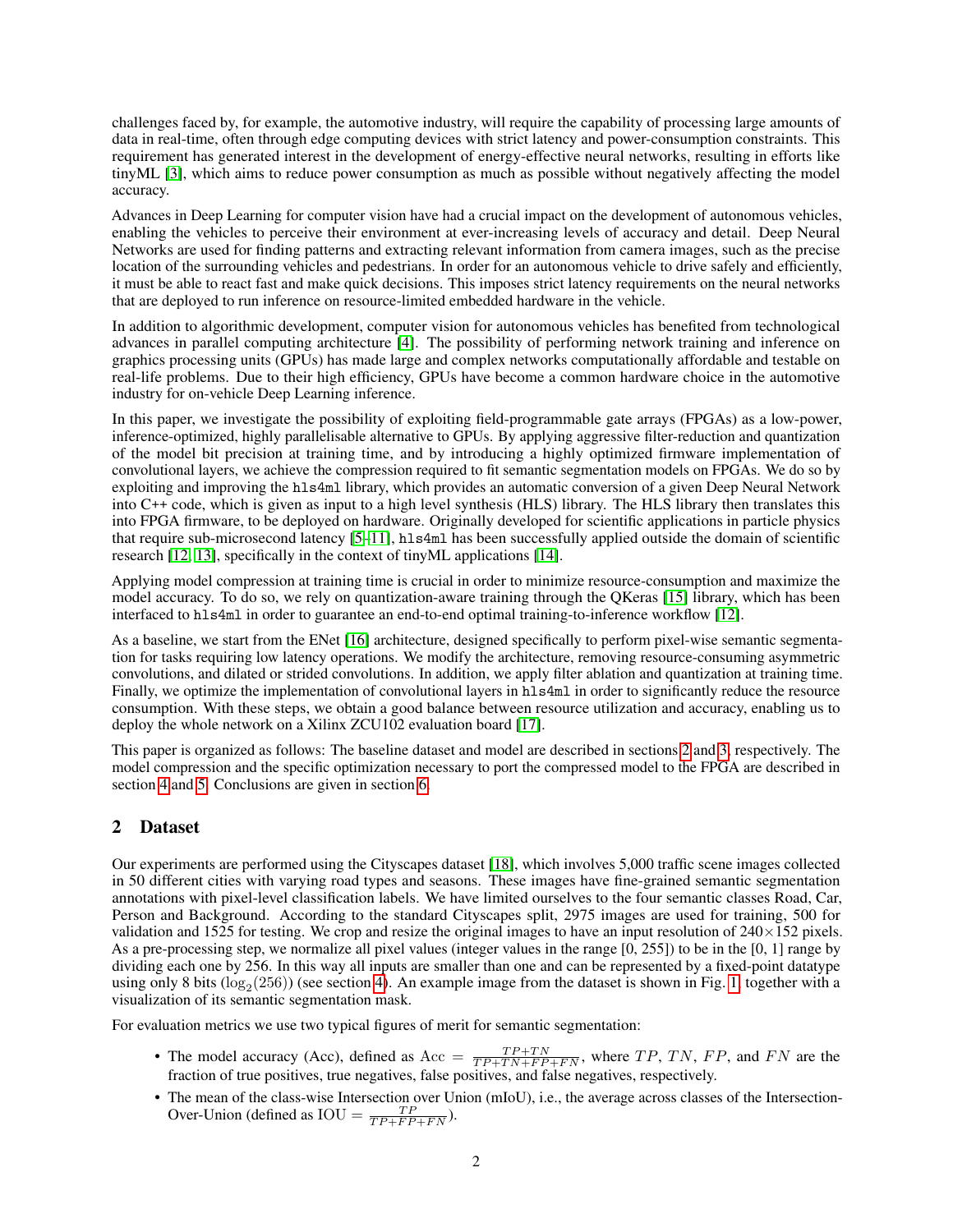challenges faced by, for example, the automotive industry, will require the capability of processing large amounts of data in real-time, often through edge computing devices with strict latency and power-consumption constraints. This requirement has generated interest in the development of energy-effective neural networks, resulting in efforts like tinyML [3], which aims to reduce power consumption as much as possible without negatively affecting the model accuracy.

Advances in Deep Learning for computer vision have had a crucial impact on the development of autonomous vehicles, enabling the vehicles to perceive their environment at ever-increasing levels of accuracy and detail. Deep Neural Networks are used for finding patterns and extracting relevant information from camera images, such as the precise location of the surrounding vehicles and pedestrians. In order for an autonomous vehicle to drive safely and efficiently, it must be able to react fast and make quick decisions. This imposes strict latency requirements on the neural networks that are deployed to run inference on resource-limited embedded hardware in the vehicle.

In addition to algorithmic development, computer vision for autonomous vehicles has benefited from technological advances in parallel computing architecture [4]. The possibility of performing network training and inference on graphics processing units (GPUs) has made large and complex networks computationally affordable and testable on real-life problems. Due to their high efficiency, GPUs have become a common hardware choice in the automotive industry for on-vehicle Deep Learning inference.

In this paper, we investigate the possibility of exploiting field-programmable gate arrays (FPGAs) as a low-power, inference-optimized, highly parallelisable alternative to GPUs. By applying aggressive filter-reduction and quantization of the model bit precision at training time, and by introducing a highly optimized firmware implementation of convolutional layers, we achieve the compression required to fit semantic segmentation models on FPGAs. We do so by exploiting and improving the `hls4ml` library, which provides an automatic conversion of a given Deep Neural Network into C++ code, which is given as input to a high level synthesis (HLS) library. The HLS library then translates this into FPGA firmware, to be deployed on hardware. Originally developed for scientific applications in particle physics that require sub-microsecond latency [5–11], `hls4ml` has been successfully applied outside the domain of scientific research [12, 13], specifically in the context of tinyML applications [14].

Applying model compression at training time is crucial in order to minimize resource-consumption and maximize the model accuracy. To do so, we rely on quantization-aware training through the QKeras [15] library, which has been interfaced to `hls4ml` in order to guarantee an end-to-end optimal training-to-inference workflow [12].

As a baseline, we start from the ENet [16] architecture, designed specifically to perform pixel-wise semantic segmentation for tasks requiring low latency operations. We modify the architecture, removing resource-consuming asymmetric convolutions, and dilated or strided convolutions. In addition, we apply filter ablation and quantization at training time. Finally, we optimize the implementation of convolutional layers in `hls4ml` in order to significantly reduce the resource consumption. With these steps, we obtain a good balance between resource utilization and accuracy, enabling us to deploy the whole network on a Xilinx ZCU102 evaluation board [17].

This paper is organized as follows: The baseline dataset and model are described in sections 2 and 3, respectively. The model compression and the specific optimization necessary to port the compressed model to the FPGA are described in section 4 and 5. Conclusions are given in section 6.

## 2 Dataset

Our experiments are performed using the Cityscapes dataset [18], which involves 5,000 traffic scene images collected in 50 different cities with varying road types and seasons. These images have fine-grained semantic segmentation annotations with pixel-level classification labels. We have limited ourselves to the four semantic classes Road, Car, Person and Background. According to the standard Cityscapes split, 2975 images are used for training, 500 for validation and 1525 for testing. We crop and resize the original images to have an input resolution of $240 \times 152$ pixels. As a pre-processing step, we normalize all pixel values (integer values in the range [0, 255]) to be in the [0, 1] range by dividing each one by 256. In this way all inputs are smaller than one and can be represented by a fixed-point datatype using only 8 bits ($\log_2(256)$) (see section 4). An example image from the dataset is shown in Fig. 1, together with a visualization of its semantic segmentation mask.

For evaluation metrics we use two typical figures of merit for semantic segmentation:

- The model accuracy (Acc), defined as $\mathrm{Acc} = \frac{TP+TN}{TP+TN+FP+FN}$, where $TP$, $TN$, $FP$, and $FN$ are the fraction of true positives, true negatives, false positives, and false negatives, respectively.
- The mean of the class-wise Intersection over Union (mIoU), i.e., the average across classes of the Intersection-Over-Union (defined as $\mathrm{IOU} = \frac{TP}{TP+FP+FN}$).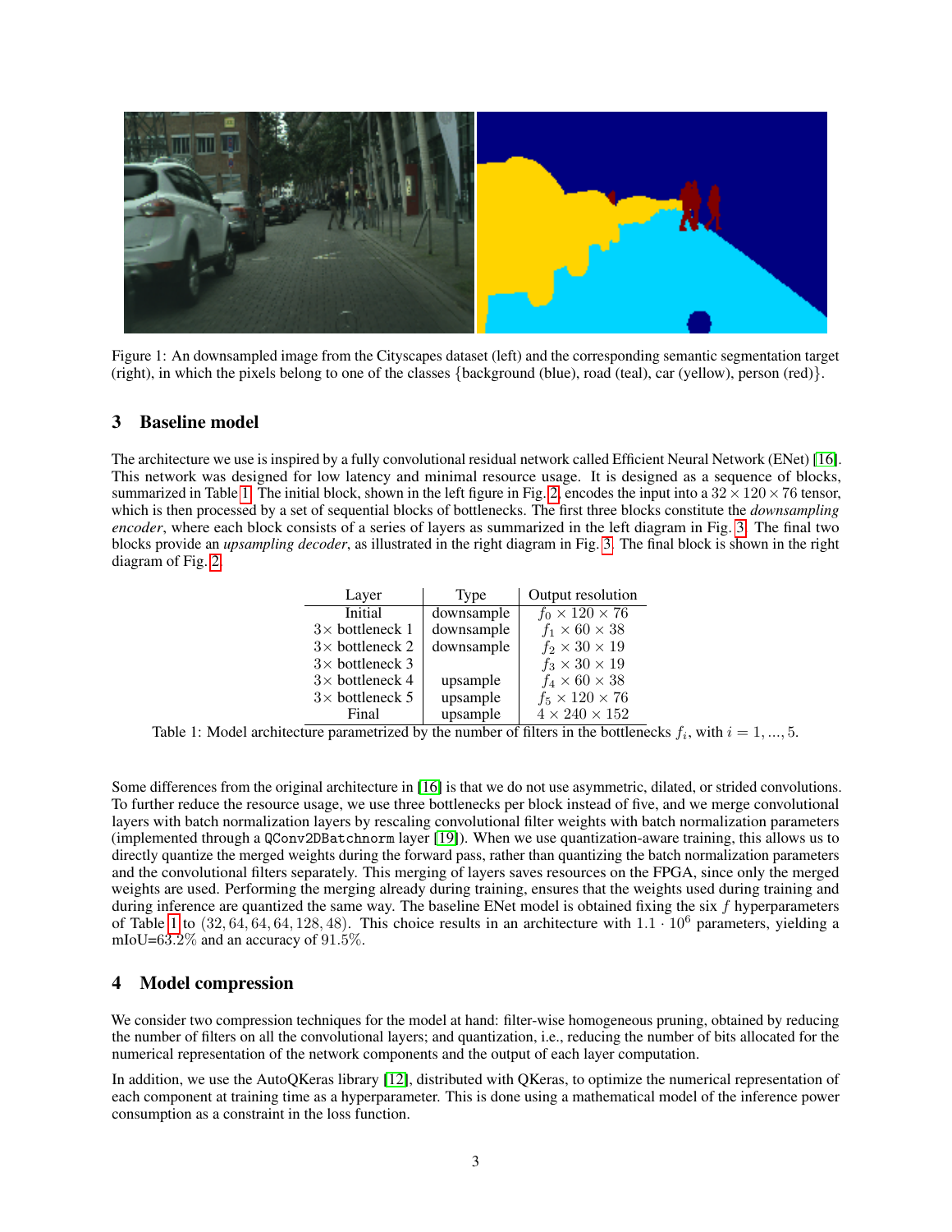Figure 1: An downsampled image from the Cityscapes dataset (left) and the corresponding semantic segmentation target (right), in which the pixels belong to one of the classes {background (blue), road (teal), car (yellow), person (red)}.

## 3 Baseline model

The architecture we use is inspired by a fully convolutional residual network called Efficient Neural Network (ENet) [16]. This network was designed for low latency and minimal resource usage. It is designed as a sequence of blocks, summarized in Table 1. The initial block, shown in the left figure in Fig. 2, encodes the input into a $32 \times 120 \times 76$ tensor, which is then processed by a set of sequential blocks of bottlenecks. The first three blocks constitute the *downsampling encoder*, where each block consists of a series of layers as summarized in the left diagram in Fig. 3. The final two blocks provide an *upsampling decoder*, as illustrated in the right diagram in Fig. 3. The final block is shown in the right diagram of Fig. 2.

| Layer | Type | Output resolution |
|---|---|---|
| Initial | downsample | $f_0 \times 120 \times 76$ |
| 3× bottleneck 1 | downsample | $f_1 \times 60 \times 38$ |
| 3× bottleneck 2 | downsample | $f_2 \times 30 \times 19$ |
| 3× bottleneck 3 | | $f_3 \times 30 \times 19$ |
| 3× bottleneck 4 | upsample | $f_4 \times 60 \times 38$ |
| 3× bottleneck 5 | upsample | $f_5 \times 120 \times 76$ |
| Final | upsample | $4 \times 240 \times 152$ |

Table 1: Model architecture parametrized by the number of filters in the bottlenecks $f_i$, with $i = 1, ..., 5$.

Some differences from the original architecture in [16] is that we do not use asymmetric, dilated, or strided convolutions. To further reduce the resource usage, we use three bottlenecks per block instead of five, and we merge convolutional layers with batch normalization layers by rescaling convolutional filter weights with batch normalization parameters (implemented through a `QConv2DBatchnorm` layer [19]). When we use quantization-aware training, this allows us to directly quantize the merged weights during the forward pass, rather than quantizing the batch normalization parameters and the convolutional filters separately. This merging of layers saves resources on the FPGA, since only the merged weights are used. Performing the merging already during training, ensures that the weights used during training and during inference are quantized the same way. The baseline ENet model is obtained fixing the six $f$ hyperparameters of Table 1 to $(32, 64, 64, 64, 128, 48)$. This choice results in an architecture with $1.1 \cdot 10^6$ parameters, yielding a mIoU=63.2% and an accuracy of 91.5%.

## 4 Model compression

We consider two compression techniques for the model at hand: filter-wise homogeneous pruning, obtained by reducing the number of filters on all the convolutional layers; and quantization, i.e., reducing the number of bits allocated for the numerical representation of the network components and the output of each layer computation.

In addition, we use the AutoQKeras library [12], distributed with QKeras, to optimize the numerical representation of each component at training time as a hyperparameter. This is done using a mathematical model of the inference power consumption as a constraint in the loss function.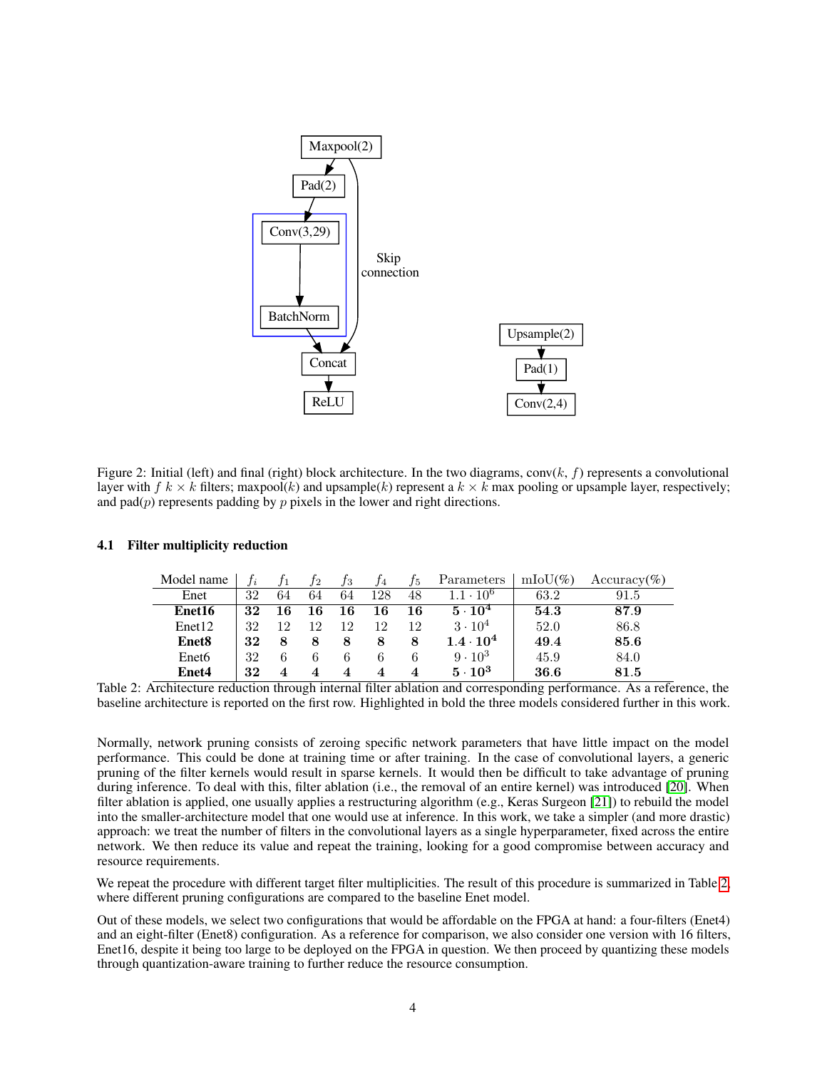Figure 2: Initial (left) and final (right) block architecture. In the two diagrams, conv($k$, $f$) represents a convolutional layer with $f$ $k \times k$ filters; maxpool($k$) and upsample($k$) represent a $k \times k$ max pooling or upsample layer, respectively; and pad($p$) represents padding by $p$ pixels in the lower and right directions.

### 4.1 Filter multiplicity reduction

| Model name | $f_i$ | $f_1$ | $f_2$ | $f_3$ | $f_4$ | $f_5$ | Parameters | mIoU(%) | Accuracy(%) |
|---|---|---|---|---|---|---|---|---|---|
| Enet | 32 | 64 | 64 | 64 | 128 | 48 | $1.1 \cdot 10^6$ | 63.2 | 91.5 |
| **Enet16** | **32** | **16** | **16** | **16** | **16** | **16** | $\mathbf{5 \cdot 10^4}$ | **54.3** | **87.9** |
| Enet12 | 32 | 12 | 12 | 12 | 12 | 12 | $3 \cdot 10^4$ | 52.0 | 86.8 |
| **Enet8** | **32** | **8** | **8** | **8** | **8** | **8** | $\mathbf{1.4 \cdot 10^4}$ | **49.4** | **85.6** |
| Enet6 | 32 | 6 | 6 | 6 | 6 | 6 | $9 \cdot 10^3$ | 45.9 | 84.0 |
| **Enet4** | **32** | **4** | **4** | **4** | **4** | **4** | $\mathbf{5 \cdot 10^3}$ | **36.6** | **81.5** |

Table 2: Architecture reduction through internal filter ablation and corresponding performance. As a reference, the baseline architecture is reported on the first row. Highlighted in bold the three models considered further in this work.

Normally, network pruning consists of zeroing specific network parameters that have little impact on the model performance. This could be done at training time or after training. In the case of convolutional layers, a generic pruning of the filter kernels would result in sparse kernels. It would then be difficult to take advantage of pruning during inference. To deal with this, filter ablation (i.e., the removal of an entire kernel) was introduced [20]. When filter ablation is applied, one usually applies a restructuring algorithm (e.g., Keras Surgeon [21]) to rebuild the model into the smaller-architecture model that one would use at inference. In this work, we take a simpler (and more drastic) approach: we treat the number of filters in the convolutional layers as a single hyperparameter, fixed across the entire network. We then reduce its value and repeat the training, looking for a good compromise between accuracy and resource requirements.

We repeat the procedure with different target filter multiplicities. The result of this procedure is summarized in Table 2, where different pruning configurations are compared to the baseline Enet model.

Out of these models, we select two configurations that would be affordable on the FPGA at hand: a four-filters (Enet4) and an eight-filter (Enet8) configuration. As a reference for comparison, we also consider one version with 16 filters, Enet16, despite it being too large to be deployed on the FPGA in question. We then proceed by quantizing these models through quantization-aware training to further reduce the resource consumption.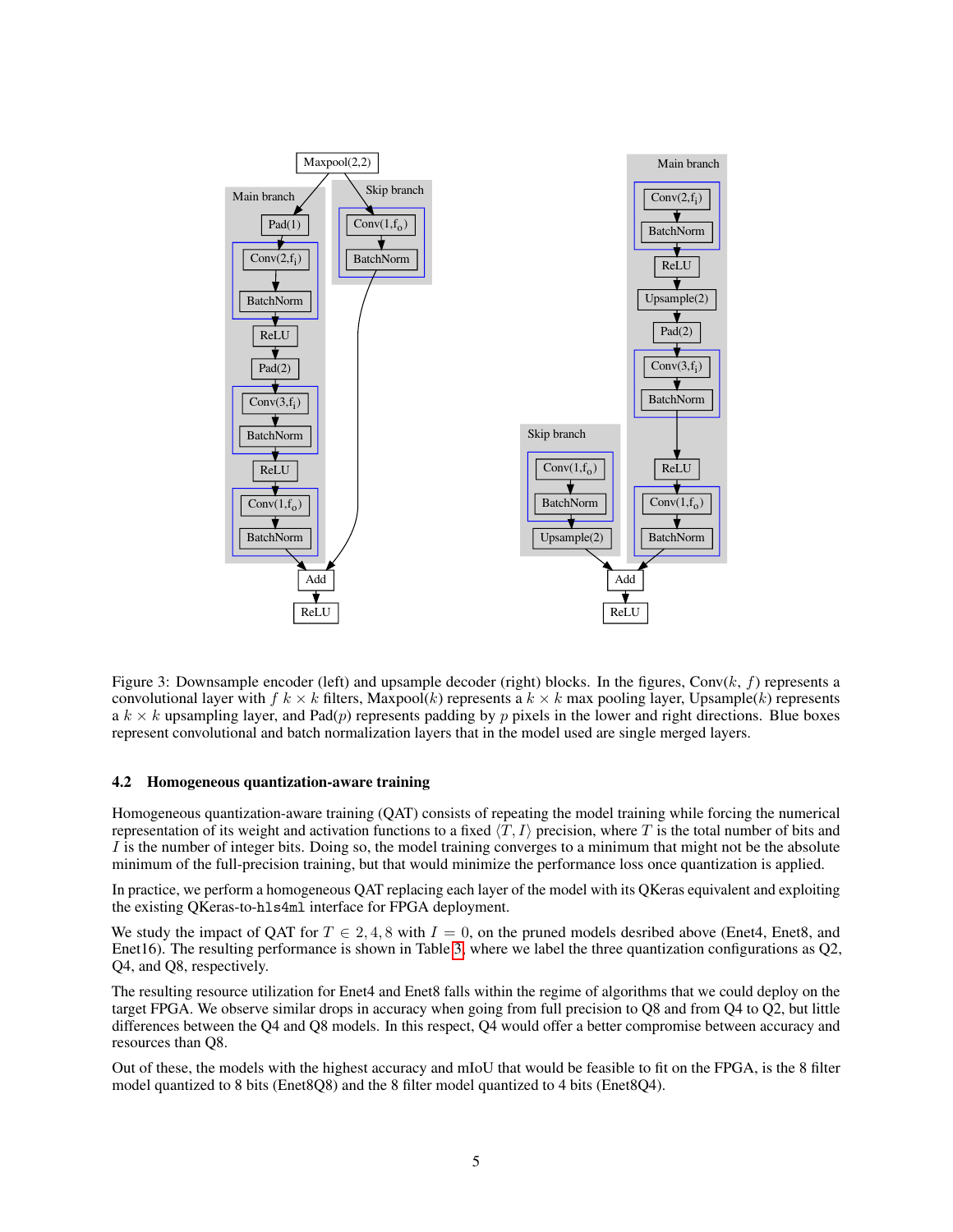Figure 3: Downsample encoder (left) and upsample decoder (right) blocks. In the figures, Conv($k$, $f$) represents a convolutional layer with $f$ $k \times k$ filters, Maxpool($k$) represents a $k \times k$ max pooling layer, Upsample($k$) represents a $k \times k$ upsampling layer, and Pad($p$) represents padding by $p$ pixels in the lower and right directions. Blue boxes represent convolutional and batch normalization layers that in the model used are single merged layers.

### 4.2 Homogeneous quantization-aware training

Homogeneous quantization-aware training (QAT) consists of repeating the model training while forcing the numerical representation of its weight and activation functions to a fixed $\langle T, I \rangle$ precision, where $T$ is the total number of bits and $I$ is the number of integer bits. Doing so, the model training converges to a minimum that might not be the absolute minimum of the full-precision training, but that would minimize the performance loss once quantization is applied.

In practice, we perform a homogeneous QAT replacing each layer of the model with its QKeras equivalent and exploiting the existing QKeras-to-`hls4ml` interface for FPGA deployment.

We study the impact of QAT for $T \in 2, 4, 8$ with $I = 0$, on the pruned models desribed above (Enet4, Enet8, and Enet16). The resulting performance is shown in Table 3, where we label the three quantization configurations as Q2, Q4, and Q8, respectively.

The resulting resource utilization for Enet4 and Enet8 falls within the regime of algorithms that we could deploy on the target FPGA. We observe similar drops in accuracy when going from full precision to Q8 and from Q4 to Q2, but little differences between the Q4 and Q8 models. In this respect, Q4 would offer a better compromise between accuracy and resources than Q8.

Out of these, the models with the highest accuracy and mIoU that would be feasible to fit on the FPGA, is the 8 filter model quantized to 8 bits (Enet8Q8) and the 8 filter model quantized to 4 bits (Enet8Q4).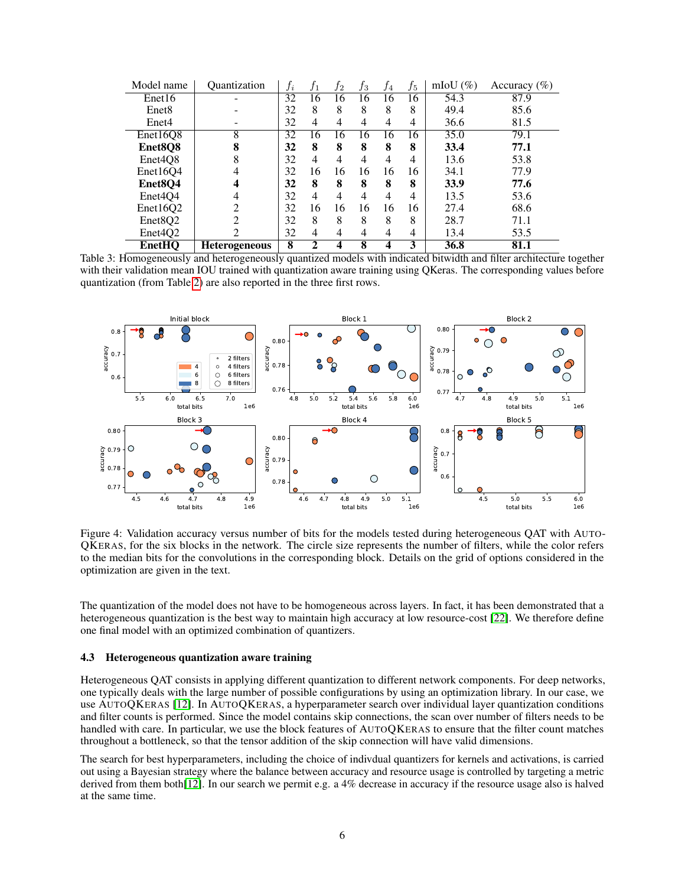| Model name | Quantization | $f_i$ | $f_1$ | $f_2$ | $f_3$ | $f_4$ | $f_5$ | mIoU (%) | Accuracy (%) |
|---|---|---|---|---|---|---|---|---|---|
| Enet16 | - | 32 | 16 | 16 | 16 | 16 | 16 | 54.3 | 87.9 |
| Enet8 | - | 32 | 8 | 8 | 8 | 8 | 8 | 49.4 | 85.6 |
| Enet4 | - | 32 | 4 | 4 | 4 | 4 | 4 | 36.6 | 81.5 |
| Enet16Q8 | 8 | 32 | 16 | 16 | 16 | 16 | 16 | 35.0 | 79.1 |
| **Enet8Q8** | **8** | **32** | **8** | **8** | **8** | **8** | **8** | **33.4** | **77.1** |
| Enet4Q8 | 8 | 32 | 4 | 4 | 4 | 4 | 4 | 13.6 | 53.8 |
| Enet16Q4 | 4 | 32 | 16 | 16 | 16 | 16 | 16 | 34.1 | 77.9 |
| **Enet8Q4** | **4** | **32** | **8** | **8** | **8** | **8** | **8** | **33.9** | **77.6** |
| Enet4Q4 | 4 | 32 | 4 | 4 | 4 | 4 | 4 | 13.5 | 53.6 |
| Enet16Q2 | 2 | 32 | 16 | 16 | 16 | 16 | 16 | 27.4 | 68.6 |
| Enet8Q2 | 2 | 32 | 8 | 8 | 8 | 8 | 8 | 28.7 | 71.1 |
| Enet4Q2 | 2 | 32 | 4 | 4 | 4 | 4 | 4 | 13.4 | 53.5 |
| **EnetHQ** | **Heterogeneous** | **8** | **2** | **4** | **8** | **4** | **3** | **36.8** | **81.1** |

Table 3: Homogeneously and heterogeneously quantized models with indicated bitwidth and filter architecture together with their validation mean IOU trained with quantization aware training using QKeras. The corresponding values before quantization (from Table 2) are also reported in the three first rows.

Figure 4: Validation accuracy versus number of bits for the models tested during heterogeneous QAT with AutoQKeras, for the six blocks in the network. The circle size represents the number of filters, while the color refers to the median bits for the convolutions in the corresponding block. Details on the grid of options considered in the optimization are given in the text.

The quantization of the model does not have to be homogeneous across layers. In fact, it has been demonstrated that a heterogeneous quantization is the best way to maintain high accuracy at low resource-cost [22]. We therefore define one final model with an optimized combination of quantizers.

### 4.3 Heterogeneous quantization aware training

Heterogeneous QAT consists in applying different quantization to different network components. For deep networks, one typically deals with the large number of possible configurations by using an optimization library. In our case, we use AutoQKeras [12]. In AutoQKeras, a hyperparameter search over individual layer quantization conditions and filter counts is performed. Since the model contains skip connections, the scan over number of filters needs to be handled with care. In particular, we use the block features of AutoQKeras to ensure that the filter count matches throughout a bottleneck, so that the tensor addition of the skip connection will have valid dimensions.

The search for best hyperparameters, including the choice of indivdual quantizers for kernels and activations, is carried out using a Bayesian strategy where the balance between accuracy and resource usage is controlled by targeting a metric derived from them both[12]. In our search we permit e.g. a 4% decrease in accuracy if the resource usage also is halved at the same time.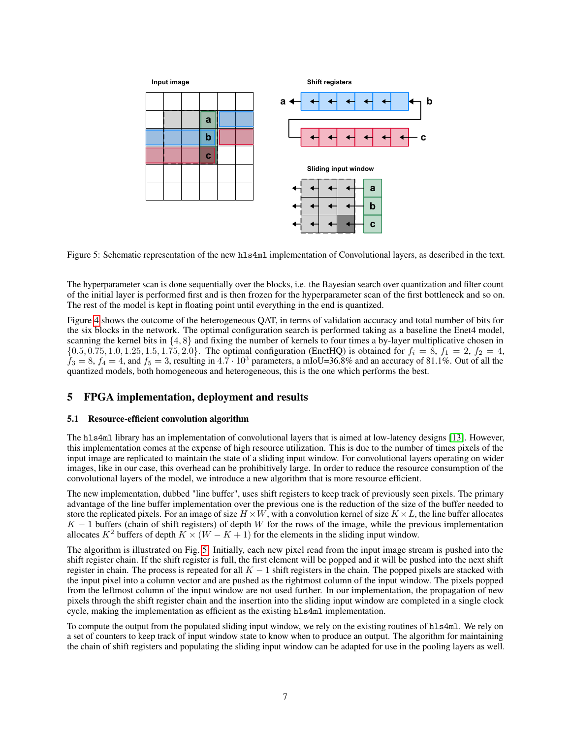Figure 5: Schematic representation of the new `hls4ml` implementation of Convolutional layers, as described in the text.

The hyperparameter scan is done sequentially over the blocks, i.e. the Bayesian search over quantization and filter count of the initial layer is performed first and is then frozen for the hyperparameter scan of the first bottleneck and so on. The rest of the model is kept in floating point until everything in the end is quantized.

Figure 4 shows the outcome of the heterogeneous QAT, in terms of validation accuracy and total number of bits for the six blocks in the network. The optimal configuration search is performed taking as a baseline the Enet4 model, scanning the kernel bits in $\{4, 8\}$ and fixing the number of kernels to four times a by-layer multiplicative chosen in $\{0.5, 0.75, 1.0, 1.25, 1.5, 1.75, 2.0\}$. The optimal configuration (EnetHQ) is obtained for $f_i = 8$, $f_1 = 2$, $f_2 = 4$, $f_3 = 8$, $f_4 = 4$, and $f_5 = 3$, resulting in $4.7 \cdot 10^3$ parameters, a mIoU=36.8% and an accuracy of 81.1%. Out of all the quantized models, both homogeneous and heterogeneous, this is the one which performs the best.

## 5 FPGA implementation, deployment and results

### 5.1 Resource-efficient convolution algorithm

The `hls4ml` library has an implementation of convolutional layers that is aimed at low-latency designs [13]. However, this implementation comes at the expense of high resource utilization. This is due to the number of times pixels of the input image are replicated to maintain the state of a sliding input window. For convolutional layers operating on wider images, like in our case, this overhead can be prohibitively large. In order to reduce the resource consumption of the convolutional layers of the model, we introduce a new algorithm that is more resource efficient.

The new implementation, dubbed "line buffer", uses shift registers to keep track of previously seen pixels. The primary advantage of the line buffer implementation over the previous one is the reduction of the size of the buffer needed to store the replicated pixels. For an image of size $H \times W$, with a convolution kernel of size $K \times L$, the line buffer allocates $K - 1$ buffers (chain of shift registers) of depth $W$ for the rows of the image, while the previous implementation allocates $K^2$ buffers of depth $K \times (W - K + 1)$ for the elements in the sliding input window.

The algorithm is illustrated on Fig. 5. Initially, each new pixel read from the input image stream is pushed into the shift register chain. If the shift register is full, the first element will be popped and it will be pushed into the next shift register in chain. The process is repeated for all $K - 1$ shift registers in the chain. The popped pixels are stacked with the input pixel into a column vector and are pushed as the rightmost column of the input window. The pixels popped from the leftmost column of the input window are not used further. In our implementation, the propagation of new pixels through the shift register chain and the insertion into the sliding input window are completed in a single clock cycle, making the implementation as efficient as the existing `hls4ml` implementation.

To compute the output from the populated sliding input window, we rely on the existing routines of `hls4ml`. We rely on a set of counters to keep track of input window state to know when to produce an output. The algorithm for maintaining the chain of shift registers and populating the sliding input window can be adapted for use in the pooling layers as well.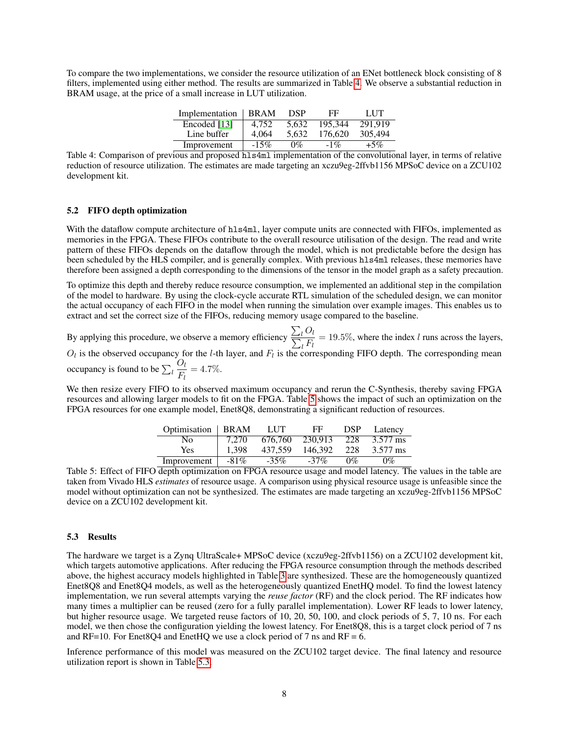To compare the two implementations, we consider the resource utilization of an ENet bottleneck block consisting of 8 filters, implemented using either method. The results are summarized in Table 4. We observe a substantial reduction in BRAM usage, at the price of a small increase in LUT utilization.

| Implementation | BRAM | DSP | FF | LUT |
|---|---|---|---|---|
| Encoded [13] | 4,752 | 5,632 | 195,344 | 291,919 |
| Line buffer | 4,064 | 5,632 | 176,620 | 305,494 |
| Improvement | -15% | 0% | -1% | +5% |

Table 4: Comparison of previous and proposed `hls4ml` implementation of the convolutional layer, in terms of relative reduction of resource utilization. The estimates are made targeting an xczu9eg-2ffvb1156 MPSoC device on a ZCU102 development kit.

### 5.2 FIFO depth optimization

With the dataflow compute architecture of `hls4ml`, layer compute units are connected with FIFOs, implemented as memories in the FPGA. These FIFOs contribute to the overall resource utilisation of the design. The read and write pattern of these FIFOs depends on the dataflow through the model, which is not predictable before the design has been scheduled by the HLS compiler, and is generally complex. With previous `hls4ml` releases, these memories have therefore been assigned a depth corresponding to the dimensions of the tensor in the model graph as a safety precaution.

To optimize this depth and thereby reduce resource consumption, we implemented an additional step in the compilation of the model to hardware. By using the clock-cycle accurate RTL simulation of the scheduled design, we can monitor the actual occupancy of each FIFO in the model when running the simulation over example images. This enables us to extract and set the correct size of the FIFOs, reducing memory usage compared to the baseline.

By applying this procedure, we observe a memory efficiency $\frac{\sum_l O_l}{\sum_l F_l} = 19.5\%$, where the index $l$ runs across the layers, $O_l$ is the observed occupancy for the $l$-th layer, and $F_l$ is the corresponding FIFO depth. The corresponding mean occupancy is found to be $\sum_l \frac{O_l}{F_l} = 4.7\%$.

We then resize every FIFO to its observed maximum occupancy and rerun the C-Synthesis, thereby saving FPGA resources and allowing larger models to fit on the FPGA. Table 5 shows the impact of such an optimization on the FPGA resources for one example model, Enet8Q8, demonstrating a significant reduction of resources.

| Optimisation | BRAM | LUT | FF | DSP | Latency |
|---|---|---|---|---|---|
| No | 7,270 | 676,760 | 230,913 | 228 | 3.577 ms |
| Yes | 1,398 | 437,559 | 146,392 | 228 | 3.577 ms |
| Improvement | -81% | -35% | -37% | 0% | 0% |

Table 5: Effect of FIFO depth optimization on FPGA resource usage and model latency. The values in the table are taken from Vivado HLS *estimates* of resource usage. A comparison using physical resource usage is unfeasible since the model without optimization can not be synthesized. The estimates are made targeting an xczu9eg-2ffvb1156 MPSoC device on a ZCU102 development kit.

### 5.3 Results

The hardware we target is a Zynq UltraScale+ MPSoC device (xczu9eg-2ffvb1156) on a ZCU102 development kit, which targets automotive applications. After reducing the FPGA resource consumption through the methods described above, the highest accuracy models highlighted in Table 3 are synthesized. These are the homogeneously quantized Enet8Q8 and Enet8Q4 models, as well as the heterogeneously quantized EnetHQ model. To find the lowest latency implementation, we run several attempts varying the *reuse factor* (RF) and the clock period. The RF indicates how many times a multiplier can be reused (zero for a fully parallel implementation). Lower RF leads to lower latency, but higher resource usage. We targeted reuse factors of 10, 20, 50, 100, and clock periods of 5, 7, 10 ns. For each model, we then chose the configuration yielding the lowest latency. For Enet8Q8, this is a target clock period of 7 ns and RF=10. For Enet8Q4 and EnetHQ we use a clock period of 7 ns and RF = 6.

Inference performance of this model was measured on the ZCU102 target device. The final latency and resource utilization report is shown in Table 5.3.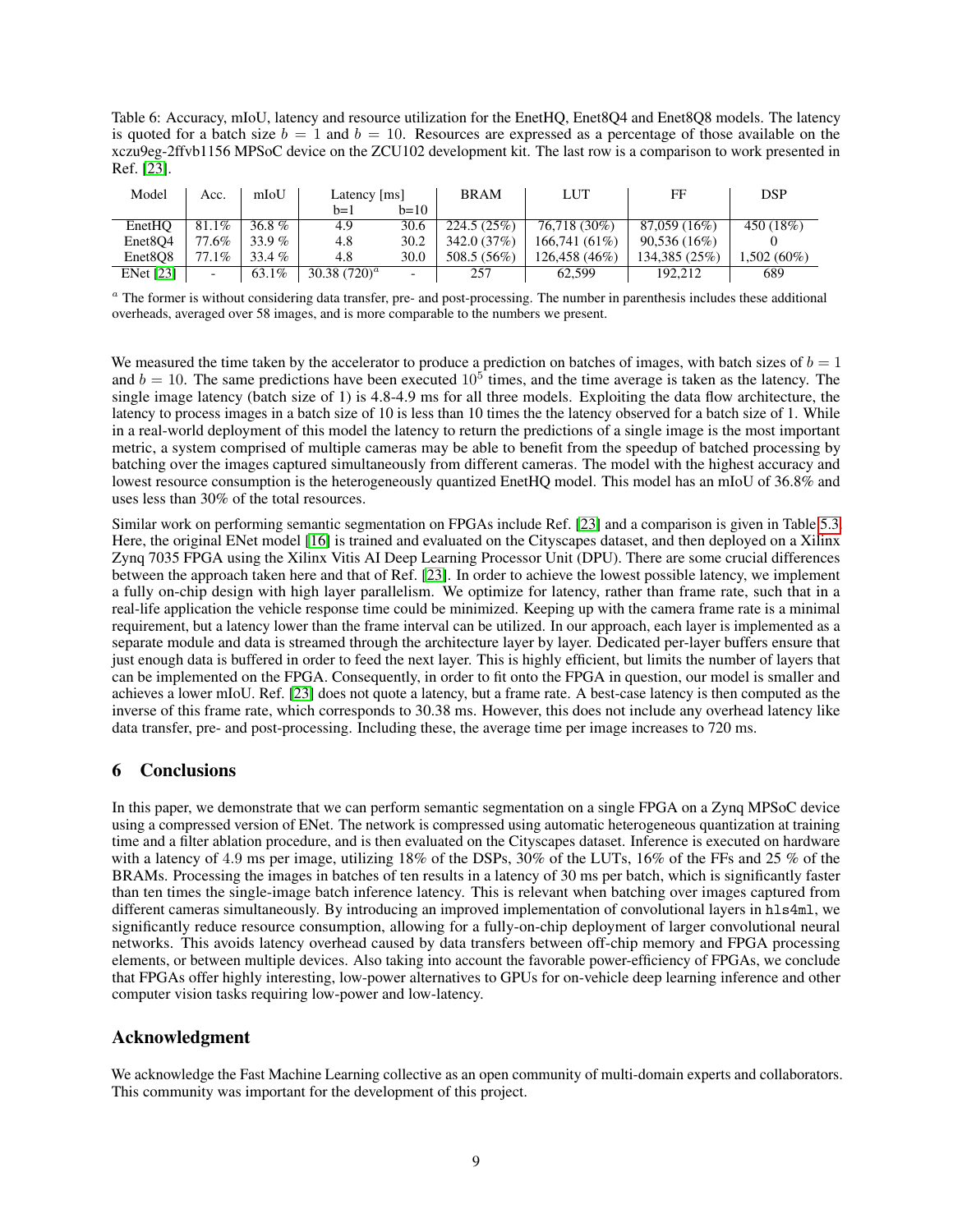Table 6: Accuracy, mIoU, latency and resource utilization for the EnetHQ, Enet8Q4 and Enet8Q8 models. The latency is quoted for a batch size $b = 1$ and $b = 10$. Resources are expressed as a percentage of those available on the xczu9eg-2ffvb1156 MPSoC device on the ZCU102 development kit. The last row is a comparison to work presented in Ref. [23].

| Model | Acc. | mIoU | Latency [ms] | | BRAM | LUT | FF | DSP |
|---|---|---|---|---|---|---|---|---|
| | | | b=1 | b=10 | | | | |
| EnetHQ | 81.1% | 36.8 % | 4.9 | 30.6 | 224.5 (25%) | 76,718 (30%) | 87,059 (16%) | 450 (18%) |
| Enet8Q4 | 77.6% | 33.9 % | 4.8 | 30.2 | 342.0 (37%) | 166,741 (61%) | 90,536 (16%) | 0 |
| Enet8Q8 | 77.1% | 33.4 % | 4.8 | 30.0 | 508.5 (56%) | 126,458 (46%) | 134,385 (25%) | 1,502 (60%) |
| ENet [23] | - | 63.1% | 30.38 (720)[a] | - | 257 | 62,599 | 192,212 | 689 |

[a] The former is without considering data transfer, pre- and post-processing. The number in parenthesis includes these additional overheads, averaged over 58 images, and is more comparable to the numbers we present.

We measured the time taken by the accelerator to produce a prediction on batches of images, with batch sizes of $b = 1$ and $b = 10$. The same predictions have been executed $10^5$ times, and the time average is taken as the latency. The single image latency (batch size of 1) is 4.8-4.9 ms for all three models. Exploiting the data flow architecture, the latency to process images in a batch size of 10 is less than 10 times the the latency observed for a batch size of 1. While in a real-world deployment of this model the latency to return the predictions of a single image is the most important metric, a system comprised of multiple cameras may be able to benefit from the speedup of batched processing by batching over the images captured simultaneously from different cameras. The model with the highest accuracy and lowest resource consumption is the heterogeneously quantized EnetHQ model. This model has an mIoU of 36.8% and uses less than 30% of the total resources.

Similar work on performing semantic segmentation on FPGAs include Ref. [23] and a comparison is given in Table 5.3. Here, the original ENet model [16] is trained and evaluated on the Cityscapes dataset, and then deployed on a Xilinx Zynq 7035 FPGA using the Xilinx Vitis AI Deep Learning Processor Unit (DPU). There are some crucial differences between the approach taken here and that of Ref. [23]. In order to achieve the lowest possible latency, we implement a fully on-chip design with high layer parallelism. We optimize for latency, rather than frame rate, such that in a real-life application the vehicle response time could be minimized. Keeping up with the camera frame rate is a minimal requirement, but a latency lower than the frame interval can be utilized. In our approach, each layer is implemented as a separate module and data is streamed through the architecture layer by layer. Dedicated per-layer buffers ensure that just enough data is buffered in order to feed the next layer. This is highly efficient, but limits the number of layers that can be implemented on the FPGA. Consequently, in order to fit onto the FPGA in question, our model is smaller and achieves a lower mIoU. Ref. [23] does not quote a latency, but a frame rate. A best-case latency is then computed as the inverse of this frame rate, which corresponds to 30.38 ms. However, this does not include any overhead latency like data transfer, pre- and post-processing. Including these, the average time per image increases to 720 ms.

## 6 Conclusions

In this paper, we demonstrate that we can perform semantic segmentation on a single FPGA on a Zynq MPSoC device using a compressed version of ENet. The network is compressed using automatic heterogeneous quantization at training time and a filter ablation procedure, and is then evaluated on the Cityscapes dataset. Inference is executed on hardware with a latency of 4.9 ms per image, utilizing 18% of the DSPs, 30% of the LUTs, 16% of the FFs and 25 % of the BRAMs. Processing the images in batches of ten results in a latency of 30 ms per batch, which is significantly faster than ten times the single-image batch inference latency. This is relevant when batching over images captured from different cameras simultaneously. By introducing an improved implementation of convolutional layers in `hls4ml`, we significantly reduce resource consumption, allowing for a fully-on-chip deployment of larger convolutional neural networks. This avoids latency overhead caused by data transfers between off-chip memory and FPGA processing elements, or between multiple devices. Also taking into account the favorable power-efficiency of FPGAs, we conclude that FPGAs offer highly interesting, low-power alternatives to GPUs for on-vehicle deep learning inference and other computer vision tasks requiring low-power and low-latency.

## Acknowledgment

We acknowledge the Fast Machine Learning collective as an open community of multi-domain experts and collaborators. This community was important for the development of this project.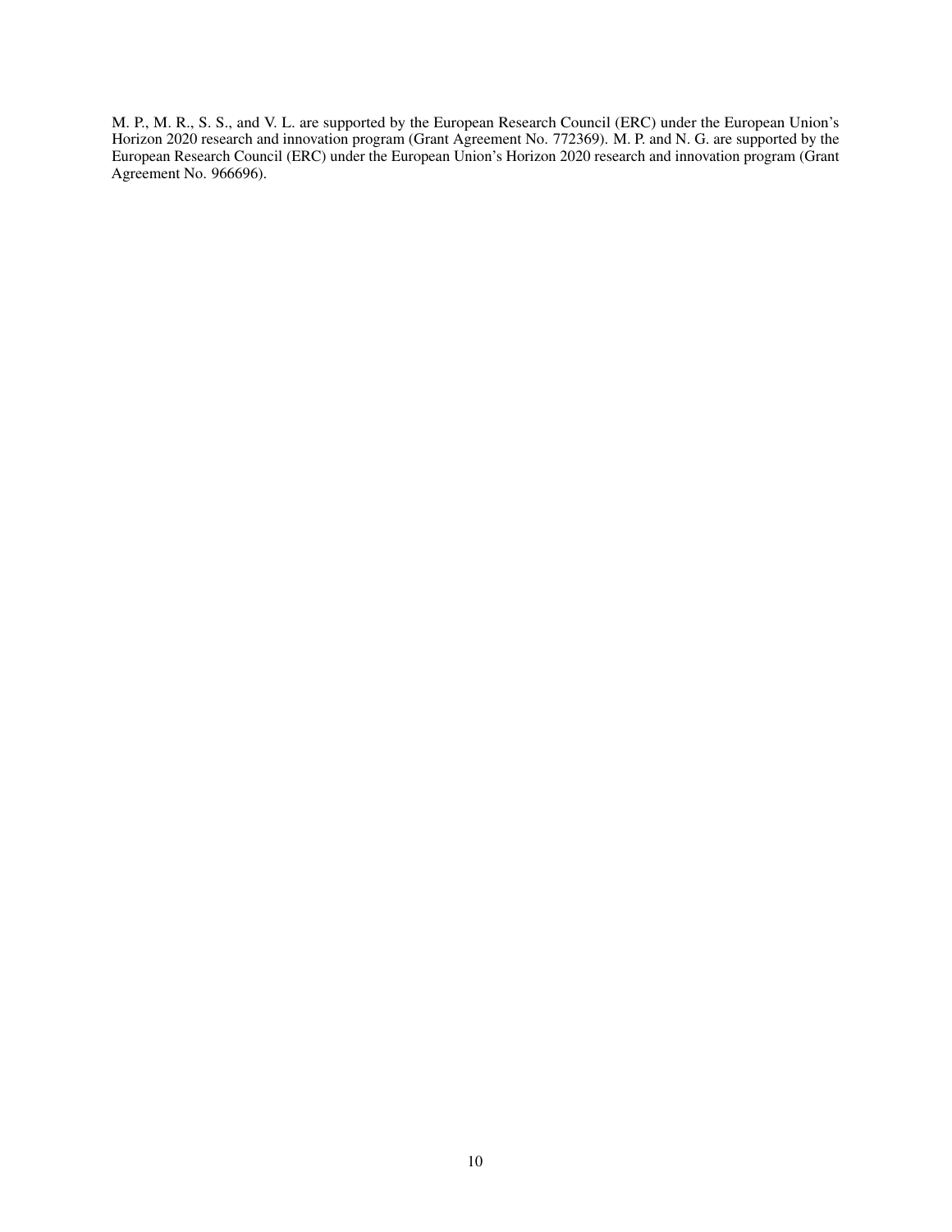M. P., M. R., S. S., and V. L. are supported by the European Research Council (ERC) under the European Union's Horizon 2020 research and innovation program (Grant Agreement No. 772369). M. P. and N. G. are supported by the European Research Council (ERC) under the European Union's Horizon 2020 research and innovation program (Grant Agreement No. 966696).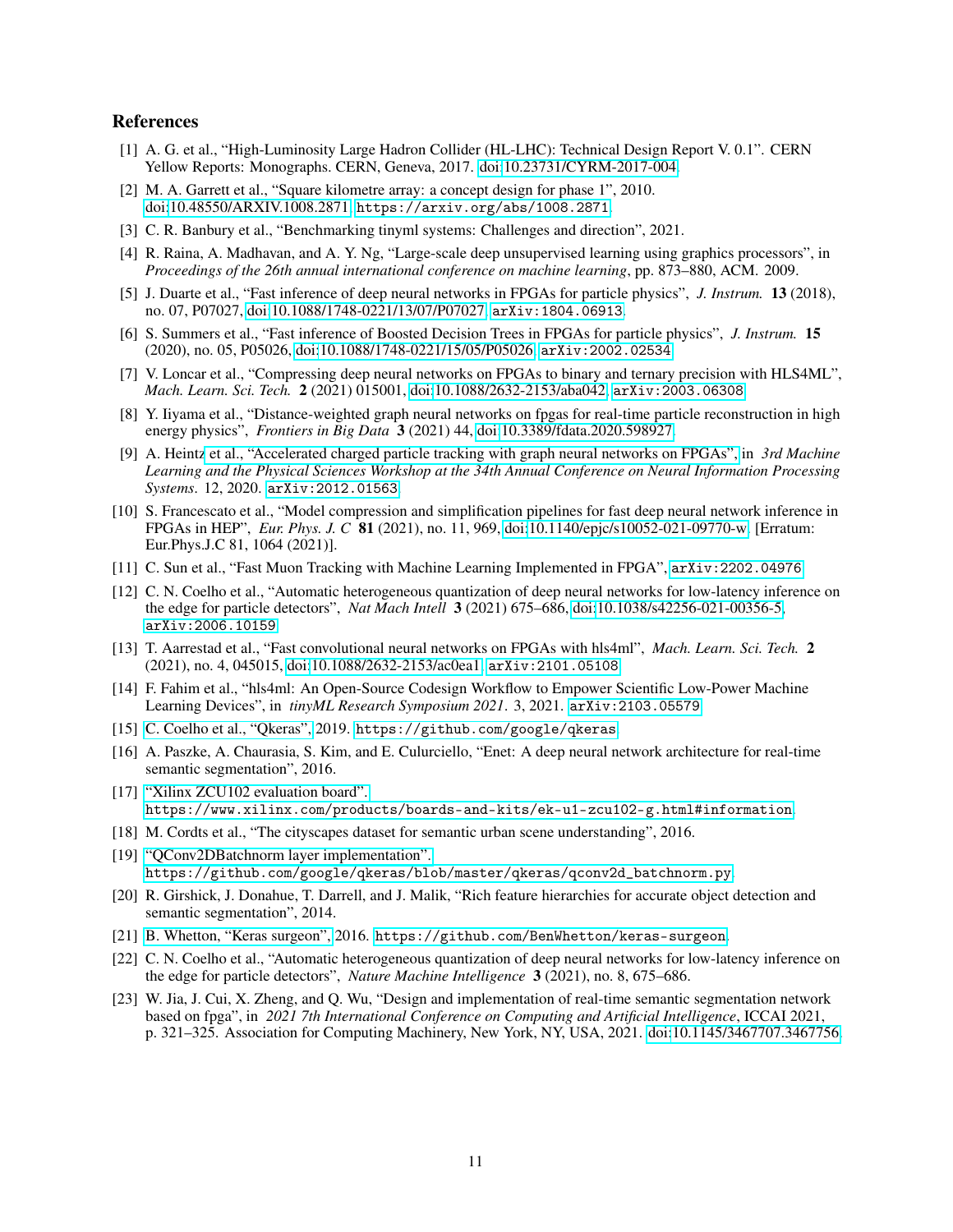## References

[1] A. G. et al., "High-Luminosity Large Hadron Collider (HL-LHC): Technical Design Report V. 0.1". CERN Yellow Reports: Monographs. CERN, Geneva, 2017. doi:10.23731/CYRM-2017-004.

[2] M. A. Garrett et al., "Square kilometre array: a concept design for phase 1", 2010. doi:10.48550/ARXIV.1008.2871, https://arxiv.org/abs/1008.2871.

[3] C. R. Banbury et al., "Benchmarking tinyml systems: Challenges and direction", 2021.

[4] R. Raina, A. Madhavan, and A. Y. Ng, "Large-scale deep unsupervised learning using graphics processors", in *Proceedings of the 26th annual international conference on machine learning*, pp. 873–880, ACM. 2009.

[5] J. Duarte et al., "Fast inference of deep neural networks in FPGAs for particle physics", *J. Instrum.* **13** (2018), no. 07, P07027, doi:10.1088/1748-0221/13/07/P07027, arXiv:1804.06913.

[6] S. Summers et al., "Fast inference of Boosted Decision Trees in FPGAs for particle physics", *J. Instrum.* **15** (2020), no. 05, P05026, doi:10.1088/1748-0221/15/05/P05026, arXiv:2002.02534.

[7] V. Loncar et al., "Compressing deep neural networks on FPGAs to binary and ternary precision with HLS4ML", *Mach. Learn. Sci. Tech.* **2** (2021) 015001, doi:10.1088/2632-2153/aba042, arXiv:2003.06308.

[8] Y. Iiyama et al., "Distance-weighted graph neural networks on fpgas for real-time particle reconstruction in high energy physics", *Frontiers in Big Data* **3** (2021) 44, doi:10.3389/fdata.2020.598927.

[9] A. Heintz et al., "Accelerated charged particle tracking with graph neural networks on FPGAs", in *3rd Machine Learning and the Physical Sciences Workshop at the 34th Annual Conference on Neural Information Processing Systems*. 12, 2020. arXiv:2012.01563.

[10] S. Francescato et al., "Model compression and simplification pipelines for fast deep neural network inference in FPGAs in HEP", *Eur. Phys. J. C* **81** (2021), no. 11, 969, doi:10.1140/epjc/s10052-021-09770-w. [Erratum: Eur.Phys.J.C 81, 1064 (2021)].

[11] C. Sun et al., "Fast Muon Tracking with Machine Learning Implemented in FPGA", arXiv:2202.04976.

[12] C. N. Coelho et al., "Automatic heterogeneous quantization of deep neural networks for low-latency inference on the edge for particle detectors", *Nat Mach Intell* **3** (2021) 675–686, doi:10.1038/s42256-021-00356-5, arXiv:2006.10159.

[13] T. Aarrestad et al., "Fast convolutional neural networks on FPGAs with hls4ml", *Mach. Learn. Sci. Tech.* **2** (2021), no. 4, 045015, doi:10.1088/2632-2153/ac0ea1, arXiv:2101.05108.

[14] F. Fahim et al., "hls4ml: An Open-Source Codesign Workflow to Empower Scientific Low-Power Machine Learning Devices", in *tinyML Research Symposium 2021*. 3, 2021. arXiv:2103.05579.

[15] C. Coelho et al., "Qkeras", 2019. https://github.com/google/qkeras.

[16] A. Paszke, A. Chaurasia, S. Kim, and E. Culurciello, "Enet: A deep neural network architecture for real-time semantic segmentation", 2016.

[17] "Xilinx ZCU102 evaluation board". https://www.xilinx.com/products/boards-and-kits/ek-u1-zcu102-g.html#information.

[18] M. Cordts et al., "The cityscapes dataset for semantic urban scene understanding", 2016.

[19] "QConv2DBatchnorm layer implementation". https://github.com/google/qkeras/blob/master/qkeras/qconv2d_batchnorm.py.

[20] R. Girshick, J. Donahue, T. Darrell, and J. Malik, "Rich feature hierarchies for accurate object detection and semantic segmentation", 2014.

[21] B. Whetton, "Keras surgeon", 2016. https://github.com/BenWhetton/keras-surgeon.

[22] C. N. Coelho et al., "Automatic heterogeneous quantization of deep neural networks for low-latency inference on the edge for particle detectors", *Nature Machine Intelligence* **3** (2021), no. 8, 675–686.

[23] W. Jia, J. Cui, X. Zheng, and Q. Wu, "Design and implementation of real-time semantic segmentation network based on fpga", in *2021 7th International Conference on Computing and Artificial Intelligence*, ICCAI 2021, p. 321–325. Association for Computing Machinery, New York, NY, USA, 2021. doi:10.1145/3467707.3467756.